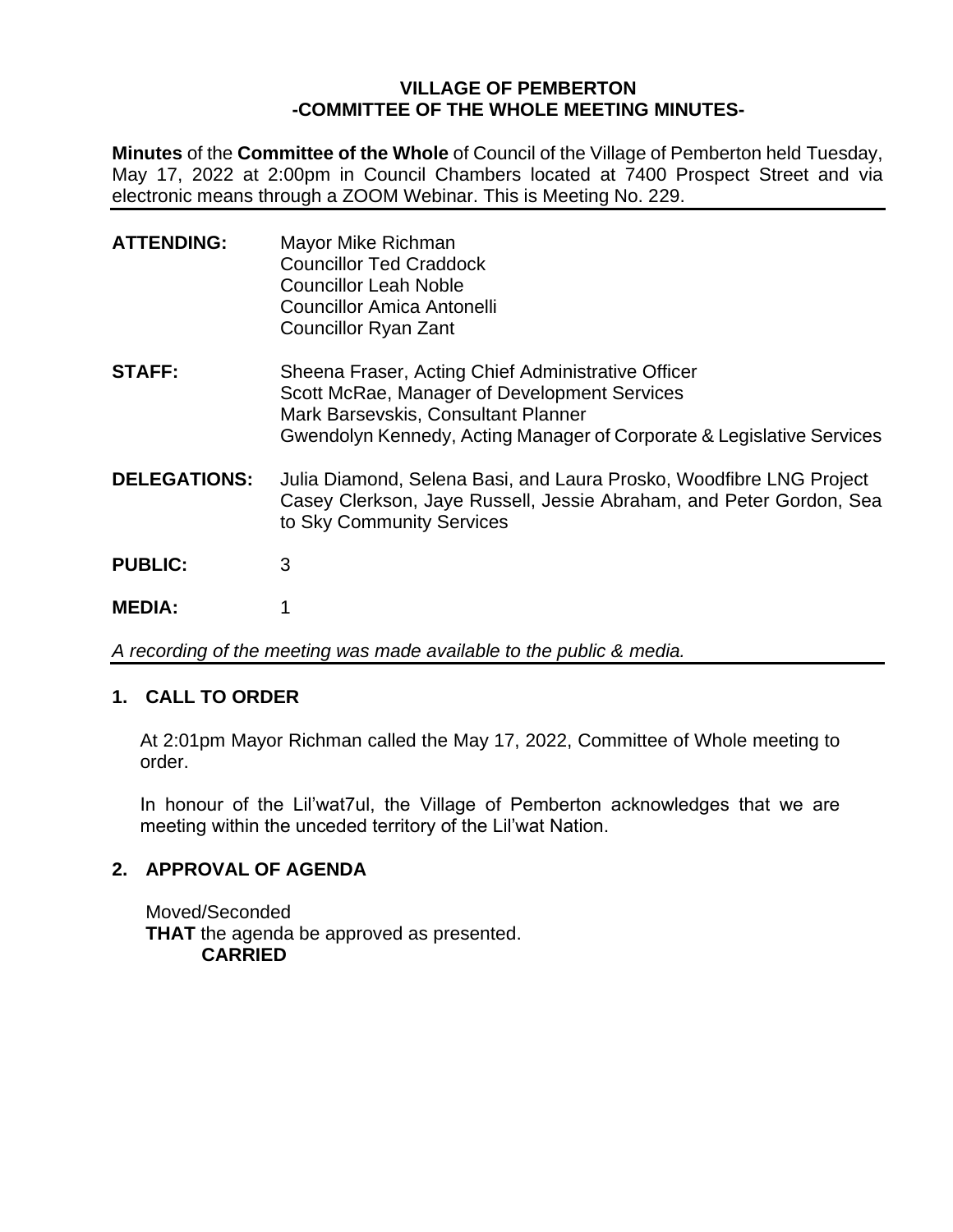# VILLAGE OF PEMBERTON
## -COMMITTEE OF THE WHOLE MEETING MINUTES-

**Minutes** of the **Committee of the Whole** of Council of the Village of Pemberton held Tuesday, May 17, 2022 at 2:00pm in Council Chambers located at 7400 Prospect Street and via electronic means through a ZOOM Webinar. This is Meeting No. 229.

| | |
|---|---|
| **ATTENDING:** | Mayor Mike Richman<br>Councillor Ted Craddock<br>Councillor Leah Noble<br>Councillor Amica Antonelli<br>Councillor Ryan Zant |
| **STAFF:** | Sheena Fraser, Acting Chief Administrative Officer<br>Scott McRae, Manager of Development Services<br>Mark Barsevskis, Consultant Planner<br>Gwendolyn Kennedy, Acting Manager of Corporate & Legislative Services |
| **DELEGATIONS:** | Julia Diamond, Selena Basi, and Laura Prosko, Woodfibre LNG Project<br>Casey Clerkson, Jaye Russell, Jessie Abraham, and Peter Gordon, Sea to Sky Community Services |
| **PUBLIC:** | 3 |
| **MEDIA:** | 1 |

*A recording of the meeting was made available to the public & media.*

## 1. CALL TO ORDER

At 2:01pm Mayor Richman called the May 17, 2022, Committee of Whole meeting to order.

In honour of the Lil'wat7ul, the Village of Pemberton acknowledges that we are meeting within the unceded territory of the Lil'wat Nation.

## 2. APPROVAL OF AGENDA

Moved/Seconded
**THAT** the agenda be approved as presented.
**CARRIED**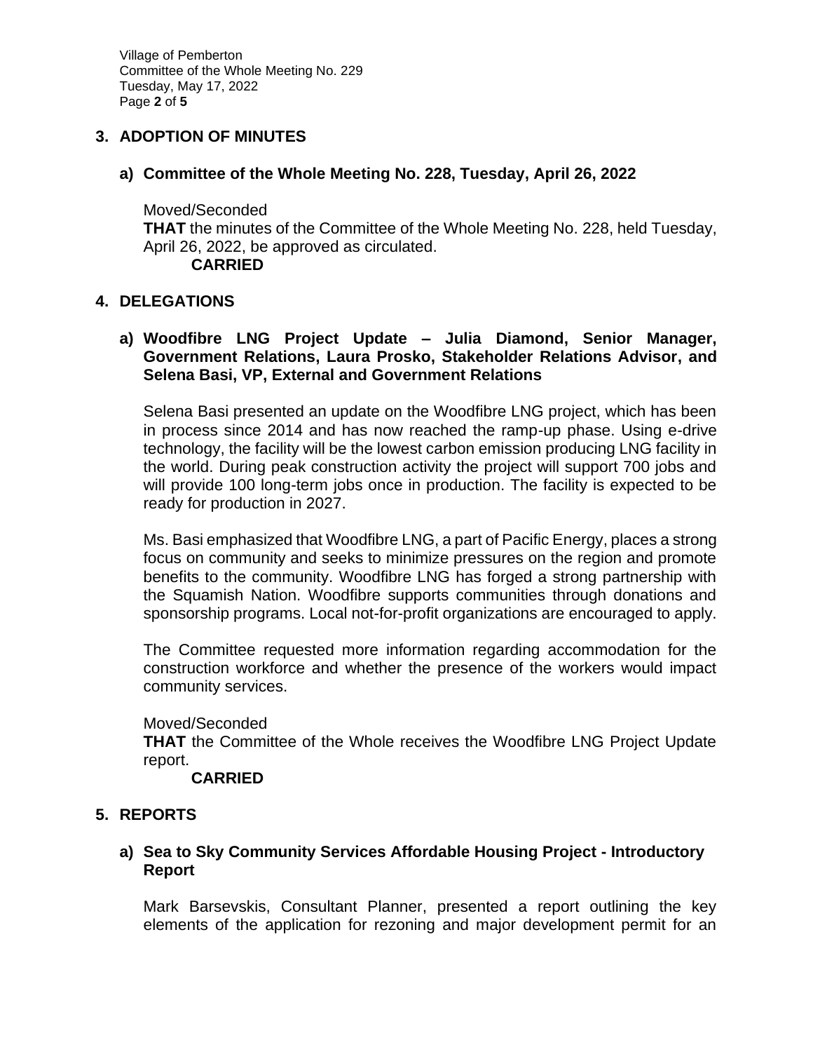## 3. ADOPTION OF MINUTES

### a) Committee of the Whole Meeting No. 228, Tuesday, April 26, 2022

Moved/Seconded

**THAT** the minutes of the Committee of the Whole Meeting No. 228, held Tuesday, April 26, 2022, be approved as circulated.

**CARRIED**

## 4. DELEGATIONS

### a) Woodfibre LNG Project Update – Julia Diamond, Senior Manager, Government Relations, Laura Prosko, Stakeholder Relations Advisor, and Selena Basi, VP, External and Government Relations

Selena Basi presented an update on the Woodfibre LNG project, which has been in process since 2014 and has now reached the ramp-up phase. Using e-drive technology, the facility will be the lowest carbon emission producing LNG facility in the world. During peak construction activity the project will support 700 jobs and will provide 100 long-term jobs once in production. The facility is expected to be ready for production in 2027.

Ms. Basi emphasized that Woodfibre LNG, a part of Pacific Energy, places a strong focus on community and seeks to minimize pressures on the region and promote benefits to the community. Woodfibre LNG has forged a strong partnership with the Squamish Nation. Woodfibre supports communities through donations and sponsorship programs. Local not-for-profit organizations are encouraged to apply.

The Committee requested more information regarding accommodation for the construction workforce and whether the presence of the workers would impact community services.

Moved/Seconded

**THAT** the Committee of the Whole receives the Woodfibre LNG Project Update report.

**CARRIED**

## 5. REPORTS

### a) Sea to Sky Community Services Affordable Housing Project - Introductory Report

Mark Barsevskis, Consultant Planner, presented a report outlining the key elements of the application for rezoning and major development permit for an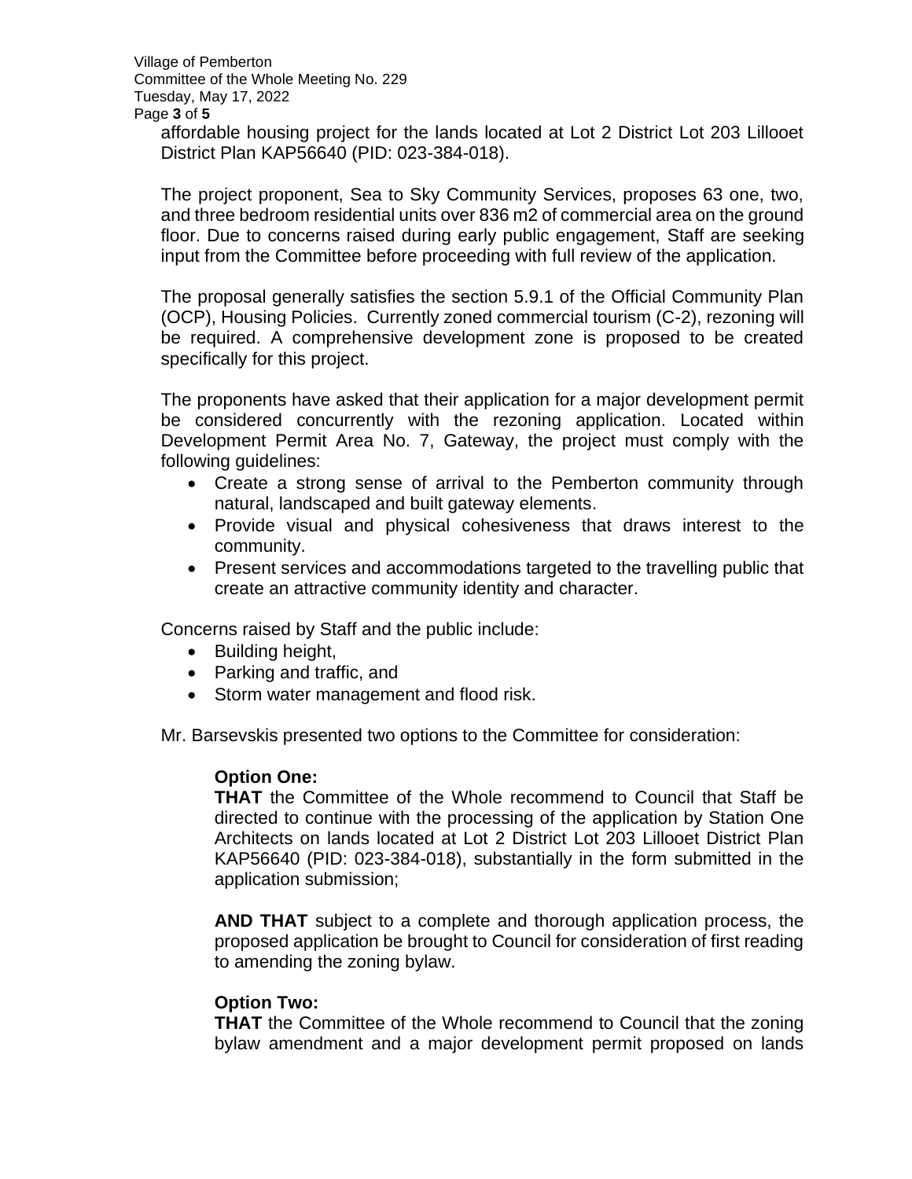affordable housing project for the lands located at Lot 2 District Lot 203 Lillooet District Plan KAP56640 (PID: 023-384-018).

The project proponent, Sea to Sky Community Services, proposes 63 one, two, and three bedroom residential units over 836 m2 of commercial area on the ground floor. Due to concerns raised during early public engagement, Staff are seeking input from the Committee before proceeding with full review of the application.

The proposal generally satisfies the section 5.9.1 of the Official Community Plan (OCP), Housing Policies. Currently zoned commercial tourism (C-2), rezoning will be required. A comprehensive development zone is proposed to be created specifically for this project.

The proponents have asked that their application for a major development permit be considered concurrently with the rezoning application. Located within Development Permit Area No. 7, Gateway, the project must comply with the following guidelines:

- Create a strong sense of arrival to the Pemberton community through natural, landscaped and built gateway elements.
- Provide visual and physical cohesiveness that draws interest to the community.
- Present services and accommodations targeted to the travelling public that create an attractive community identity and character.

Concerns raised by Staff and the public include:

- Building height,
- Parking and traffic, and
- Storm water management and flood risk.

Mr. Barsevskis presented two options to the Committee for consideration:

**Option One:**
**THAT** the Committee of the Whole recommend to Council that Staff be directed to continue with the processing of the application by Station One Architects on lands located at Lot 2 District Lot 203 Lillooet District Plan KAP56640 (PID: 023-384-018), substantially in the form submitted in the application submission;

**AND THAT** subject to a complete and thorough application process, the proposed application be brought to Council for consideration of first reading to amending the zoning bylaw.

**Option Two:**
**THAT** the Committee of the Whole recommend to Council that the zoning bylaw amendment and a major development permit proposed on lands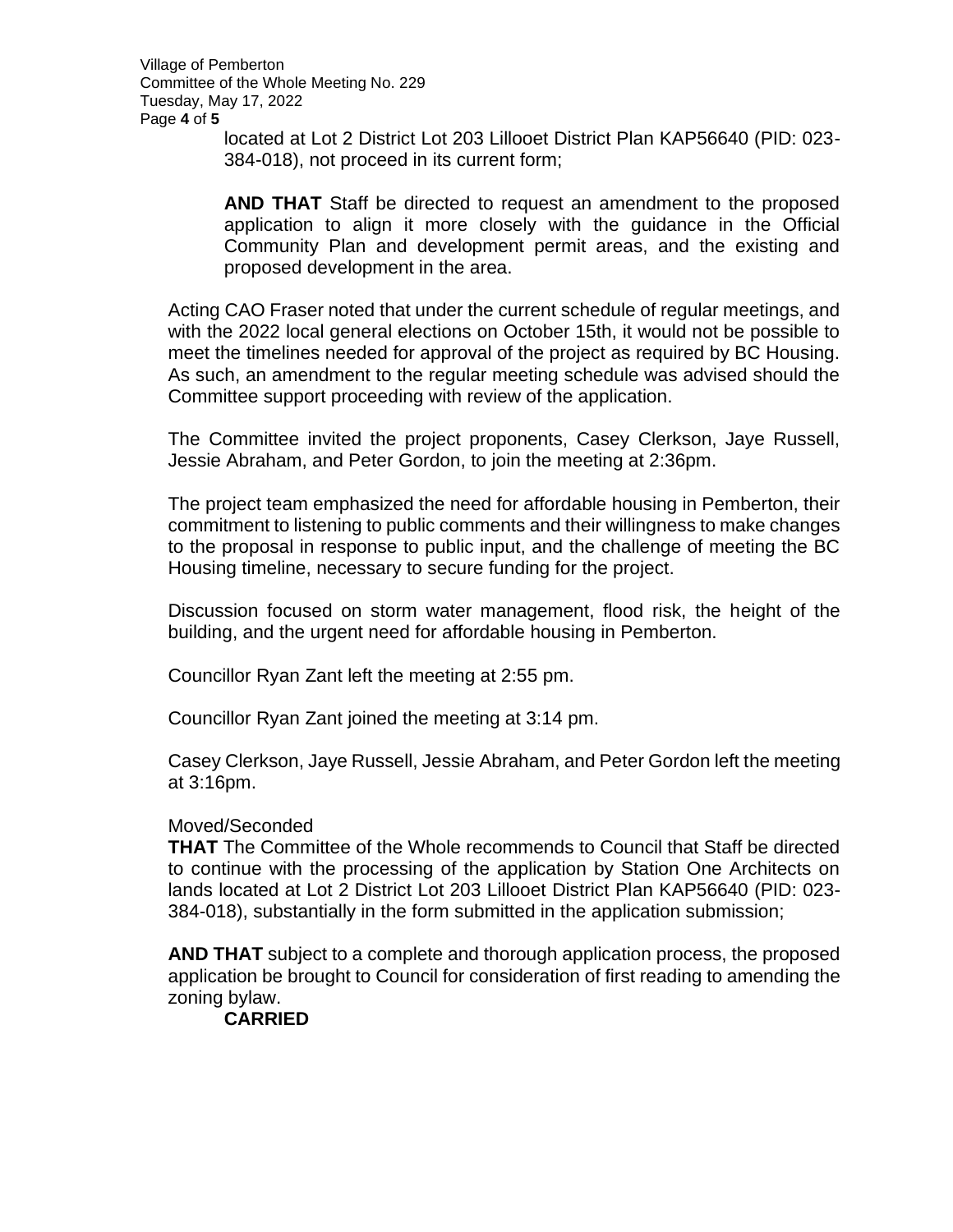located at Lot 2 District Lot 203 Lillooet District Plan KAP56640 (PID: 023-384-018), not proceed in its current form;

**AND THAT** Staff be directed to request an amendment to the proposed application to align it more closely with the guidance in the Official Community Plan and development permit areas, and the existing and proposed development in the area.

Acting CAO Fraser noted that under the current schedule of regular meetings, and with the 2022 local general elections on October 15th, it would not be possible to meet the timelines needed for approval of the project as required by BC Housing. As such, an amendment to the regular meeting schedule was advised should the Committee support proceeding with review of the application.

The Committee invited the project proponents, Casey Clerkson, Jaye Russell, Jessie Abraham, and Peter Gordon, to join the meeting at 2:36pm.

The project team emphasized the need for affordable housing in Pemberton, their commitment to listening to public comments and their willingness to make changes to the proposal in response to public input, and the challenge of meeting the BC Housing timeline, necessary to secure funding for the project.

Discussion focused on storm water management, flood risk, the height of the building, and the urgent need for affordable housing in Pemberton.

Councillor Ryan Zant left the meeting at 2:55 pm.

Councillor Ryan Zant joined the meeting at 3:14 pm.

Casey Clerkson, Jaye Russell, Jessie Abraham, and Peter Gordon left the meeting at 3:16pm.

Moved/Seconded

**THAT** The Committee of the Whole recommends to Council that Staff be directed to continue with the processing of the application by Station One Architects on lands located at Lot 2 District Lot 203 Lillooet District Plan KAP56640 (PID: 023-384-018), substantially in the form submitted in the application submission;

**AND THAT** subject to a complete and thorough application process, the proposed application be brought to Council for consideration of first reading to amending the zoning bylaw.

**CARRIED**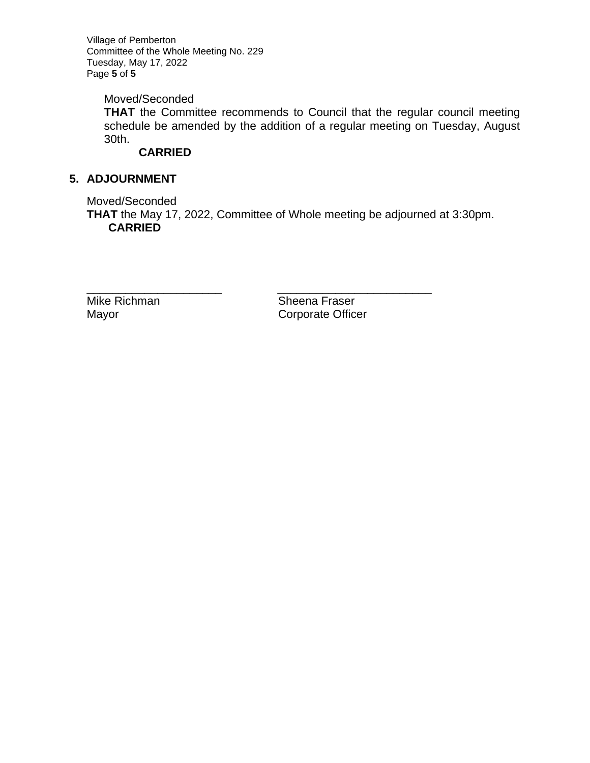Moved/Seconded

**THAT** the Committee recommends to Council that the regular council meeting schedule be amended by the addition of a regular meeting on Tuesday, August 30th.

**CARRIED**

## 5. ADJOURNMENT

Moved/Seconded

**THAT** the May 17, 2022, Committee of Whole meeting be adjourned at 3:30pm.

**CARRIED**

| | |
|---|---|
| ______________________ | _________________________ |
| Mike Richman | Sheena Fraser |
| Mayor | Corporate Officer |